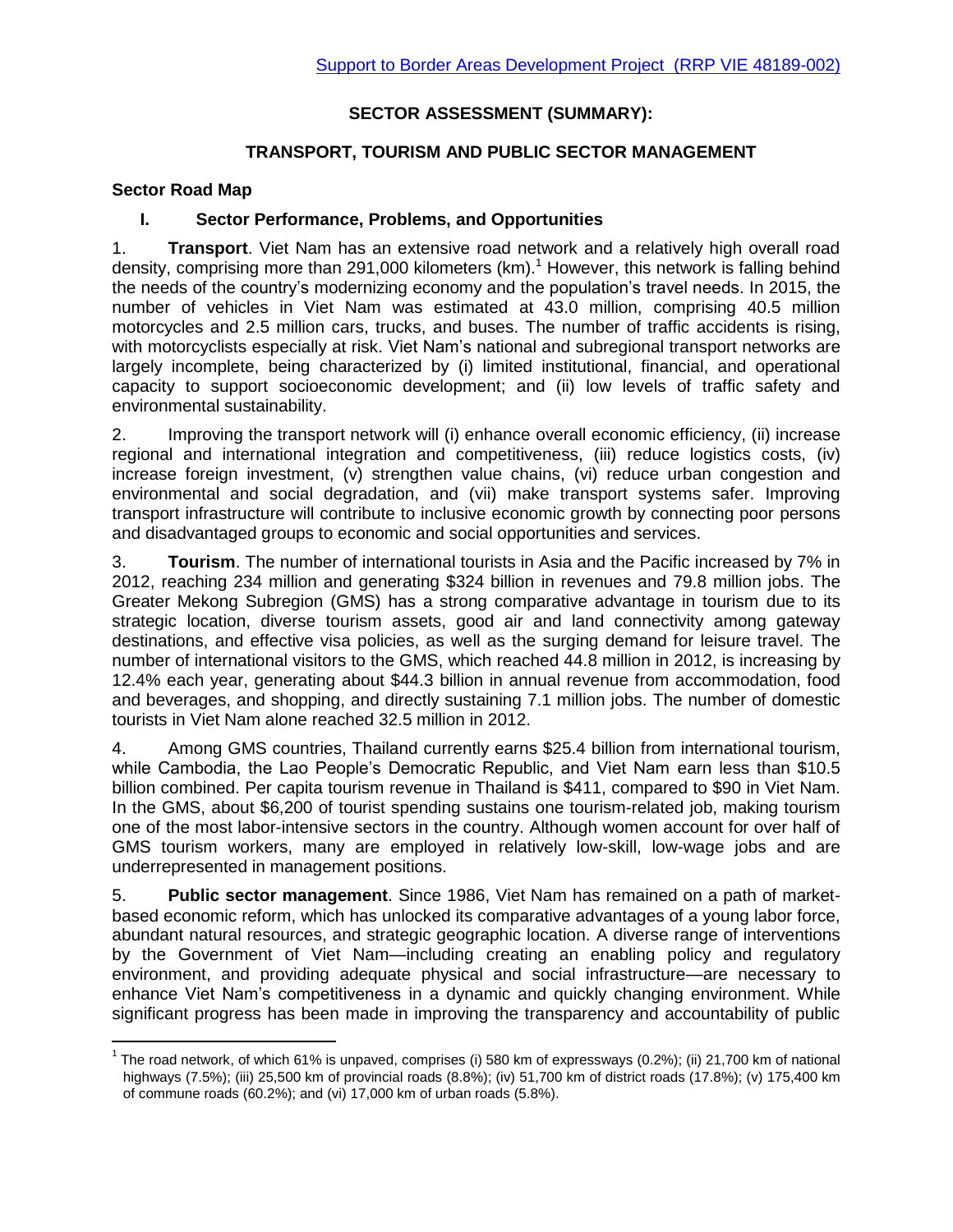Support to Border Areas Development Project (RRP VIE 48189-002)

# SECTOR ASSESSMENT (SUMMARY): TRANSPORT, TOURISM AND PUBLIC SECTOR MANAGEMENT

## Sector Road Map

### I. Sector Performance, Problems, and Opportunities

1. **Transport**. Viet Nam has an extensive road network and a relatively high overall road density, comprising more than 291,000 kilometers (km).[1] However, this network is falling behind the needs of the country's modernizing economy and the population's travel needs. In 2015, the number of vehicles in Viet Nam was estimated at 43.0 million, comprising 40.5 million motorcycles and 2.5 million cars, trucks, and buses. The number of traffic accidents is rising, with motorcyclists especially at risk. Viet Nam's national and subregional transport networks are largely incomplete, being characterized by (i) limited institutional, financial, and operational capacity to support socioeconomic development; and (ii) low levels of traffic safety and environmental sustainability.

2. Improving the transport network will (i) enhance overall economic efficiency, (ii) increase regional and international integration and competitiveness, (iii) reduce logistics costs, (iv) increase foreign investment, (v) strengthen value chains, (vi) reduce urban congestion and environmental and social degradation, and (vii) make transport systems safer. Improving transport infrastructure will contribute to inclusive economic growth by connecting poor persons and disadvantaged groups to economic and social opportunities and services.

3. **Tourism**. The number of international tourists in Asia and the Pacific increased by 7% in 2012, reaching 234 million and generating $324 billion in revenues and 79.8 million jobs. The Greater Mekong Subregion (GMS) has a strong comparative advantage in tourism due to its strategic location, diverse tourism assets, good air and land connectivity among gateway destinations, and effective visa policies, as well as the surging demand for leisure travel. The number of international visitors to the GMS, which reached 44.8 million in 2012, is increasing by 12.4% each year, generating about $44.3 billion in annual revenue from accommodation, food and beverages, and shopping, and directly sustaining 7.1 million jobs. The number of domestic tourists in Viet Nam alone reached 32.5 million in 2012.

4. Among GMS countries, Thailand currently earns $25.4 billion from international tourism, while Cambodia, the Lao People's Democratic Republic, and Viet Nam earn less than $10.5 billion combined. Per capita tourism revenue in Thailand is $411, compared to $90 in Viet Nam. In the GMS, about $6,200 of tourist spending sustains one tourism-related job, making tourism one of the most labor-intensive sectors in the country. Although women account for over half of GMS tourism workers, many are employed in relatively low-skill, low-wage jobs and are underrepresented in management positions.

5. **Public sector management**. Since 1986, Viet Nam has remained on a path of market-based economic reform, which has unlocked its comparative advantages of a young labor force, abundant natural resources, and strategic geographic location. A diverse range of interventions by the Government of Viet Nam—including creating an enabling policy and regulatory environment, and providing adequate physical and social infrastructure—are necessary to enhance Viet Nam's competitiveness in a dynamic and quickly changing environment. While significant progress has been made in improving the transparency and accountability of public

---

[1] The road network, of which 61% is unpaved, comprises (i) 580 km of expressways (0.2%); (ii) 21,700 km of national highways (7.5%); (iii) 25,500 km of provincial roads (8.8%); (iv) 51,700 km of district roads (17.8%); (v) 175,400 km of commune roads (60.2%); and (vi) 17,000 km of urban roads (5.8%).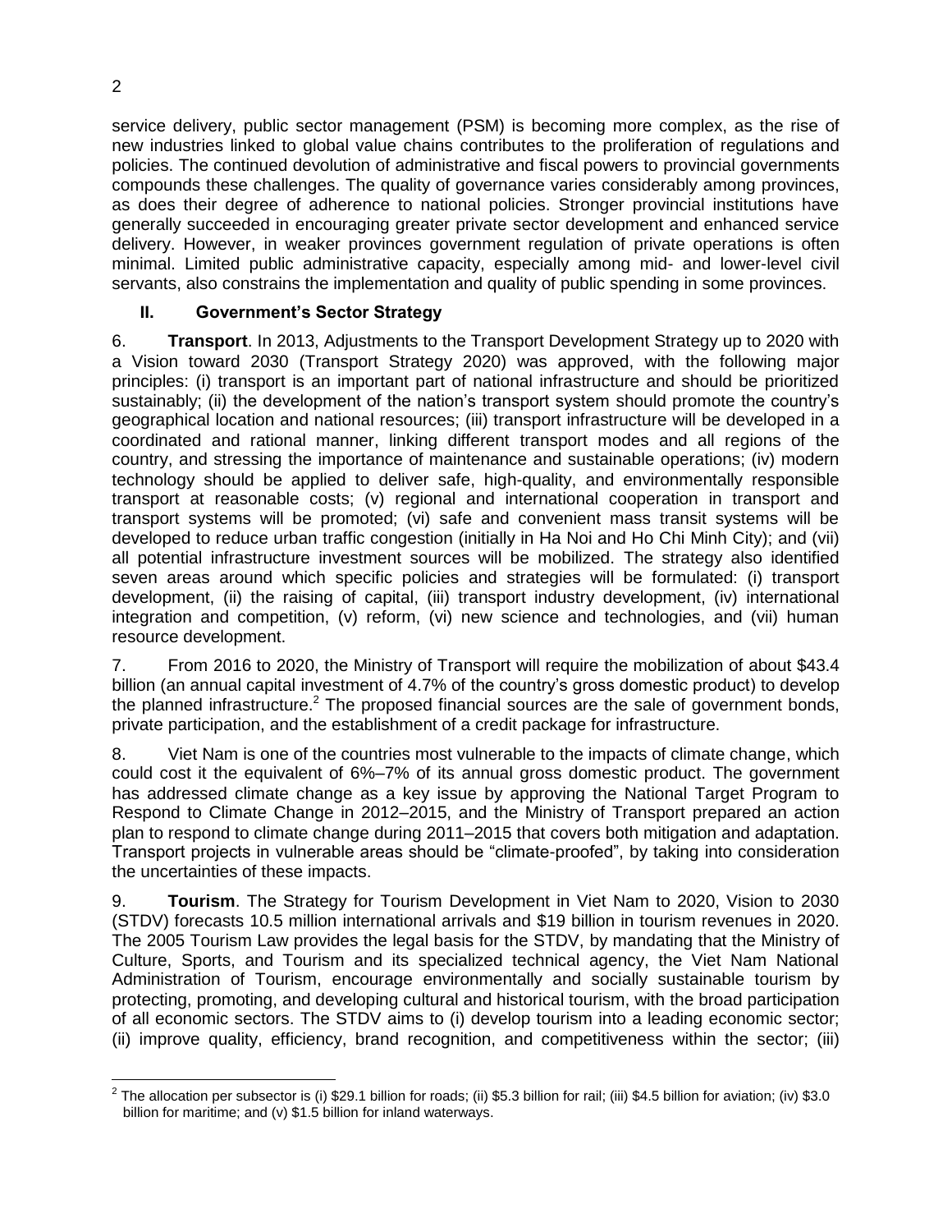service delivery, public sector management (PSM) is becoming more complex, as the rise of new industries linked to global value chains contributes to the proliferation of regulations and policies. The continued devolution of administrative and fiscal powers to provincial governments compounds these challenges. The quality of governance varies considerably among provinces, as does their degree of adherence to national policies. Stronger provincial institutions have generally succeeded in encouraging greater private sector development and enhanced service delivery. However, in weaker provinces government regulation of private operations is often minimal. Limited public administrative capacity, especially among mid- and lower-level civil servants, also constrains the implementation and quality of public spending in some provinces.

## II. Government's Sector Strategy

6. **Transport**. In 2013, Adjustments to the Transport Development Strategy up to 2020 with a Vision toward 2030 (Transport Strategy 2020) was approved, with the following major principles: (i) transport is an important part of national infrastructure and should be prioritized sustainably; (ii) the development of the nation's transport system should promote the country's geographical location and national resources; (iii) transport infrastructure will be developed in a coordinated and rational manner, linking different transport modes and all regions of the country, and stressing the importance of maintenance and sustainable operations; (iv) modern technology should be applied to deliver safe, high-quality, and environmentally responsible transport at reasonable costs; (v) regional and international cooperation in transport and transport systems will be promoted; (vi) safe and convenient mass transit systems will be developed to reduce urban traffic congestion (initially in Ha Noi and Ho Chi Minh City); and (vii) all potential infrastructure investment sources will be mobilized. The strategy also identified seven areas around which specific policies and strategies will be formulated: (i) transport development, (ii) the raising of capital, (iii) transport industry development, (iv) international integration and competition, (v) reform, (vi) new science and technologies, and (vii) human resource development.

7. From 2016 to 2020, the Ministry of Transport will require the mobilization of about $43.4 billion (an annual capital investment of 4.7% of the country's gross domestic product) to develop the planned infrastructure.[2] The proposed financial sources are the sale of government bonds, private participation, and the establishment of a credit package for infrastructure.

8. Viet Nam is one of the countries most vulnerable to the impacts of climate change, which could cost it the equivalent of 6%–7% of its annual gross domestic product. The government has addressed climate change as a key issue by approving the National Target Program to Respond to Climate Change in 2012–2015, and the Ministry of Transport prepared an action plan to respond to climate change during 2011–2015 that covers both mitigation and adaptation. Transport projects in vulnerable areas should be "climate-proofed", by taking into consideration the uncertainties of these impacts.

9. **Tourism**. The Strategy for Tourism Development in Viet Nam to 2020, Vision to 2030 (STDV) forecasts 10.5 million international arrivals and $19 billion in tourism revenues in 2020. The 2005 Tourism Law provides the legal basis for the STDV, by mandating that the Ministry of Culture, Sports, and Tourism and its specialized technical agency, the Viet Nam National Administration of Tourism, encourage environmentally and socially sustainable tourism by protecting, promoting, and developing cultural and historical tourism, with the broad participation of all economic sectors. The STDV aims to (i) develop tourism into a leading economic sector; (ii) improve quality, efficiency, brand recognition, and competitiveness within the sector; (iii)

---

[2] The allocation per subsector is (i) $29.1 billion for roads; (ii) $5.3 billion for rail; (iii) $4.5 billion for aviation; (iv) $3.0 billion for maritime; and (v) $1.5 billion for inland waterways.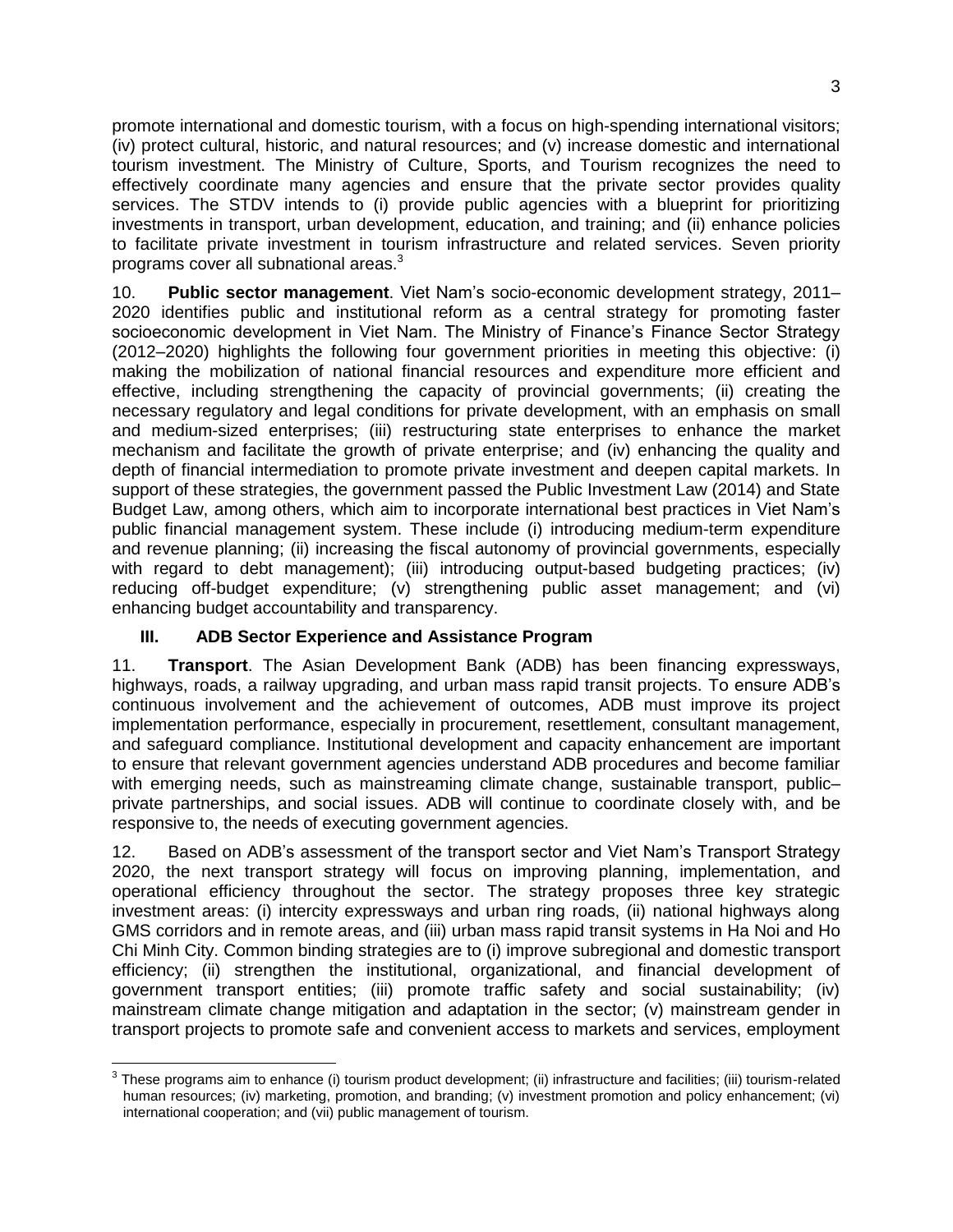promote international and domestic tourism, with a focus on high-spending international visitors; (iv) protect cultural, historic, and natural resources; and (v) increase domestic and international tourism investment. The Ministry of Culture, Sports, and Tourism recognizes the need to effectively coordinate many agencies and ensure that the private sector provides quality services. The STDV intends to (i) provide public agencies with a blueprint for prioritizing investments in transport, urban development, education, and training; and (ii) enhance policies to facilitate private investment in tourism infrastructure and related services. Seven priority programs cover all subnational areas.[3]

10. **Public sector management**. Viet Nam's socio-economic development strategy, 2011–2020 identifies public and institutional reform as a central strategy for promoting faster socioeconomic development in Viet Nam. The Ministry of Finance's Finance Sector Strategy (2012–2020) highlights the following four government priorities in meeting this objective: (i) making the mobilization of national financial resources and expenditure more efficient and effective, including strengthening the capacity of provincial governments; (ii) creating the necessary regulatory and legal conditions for private development, with an emphasis on small and medium-sized enterprises; (iii) restructuring state enterprises to enhance the market mechanism and facilitate the growth of private enterprise; and (iv) enhancing the quality and depth of financial intermediation to promote private investment and deepen capital markets. In support of these strategies, the government passed the Public Investment Law (2014) and State Budget Law, among others, which aim to incorporate international best practices in Viet Nam's public financial management system. These include (i) introducing medium-term expenditure and revenue planning; (ii) increasing the fiscal autonomy of provincial governments, especially with regard to debt management); (iii) introducing output-based budgeting practices; (iv) reducing off-budget expenditure; (v) strengthening public asset management; and (vi) enhancing budget accountability and transparency.

## III. ADB Sector Experience and Assistance Program

11. **Transport**. The Asian Development Bank (ADB) has been financing expressways, highways, roads, a railway upgrading, and urban mass rapid transit projects. To ensure ADB's continuous involvement and the achievement of outcomes, ADB must improve its project implementation performance, especially in procurement, resettlement, consultant management, and safeguard compliance. Institutional development and capacity enhancement are important to ensure that relevant government agencies understand ADB procedures and become familiar with emerging needs, such as mainstreaming climate change, sustainable transport, public–private partnerships, and social issues. ADB will continue to coordinate closely with, and be responsive to, the needs of executing government agencies.

12. Based on ADB's assessment of the transport sector and Viet Nam's Transport Strategy 2020, the next transport strategy will focus on improving planning, implementation, and operational efficiency throughout the sector. The strategy proposes three key strategic investment areas: (i) intercity expressways and urban ring roads, (ii) national highways along GMS corridors and in remote areas, and (iii) urban mass rapid transit systems in Ha Noi and Ho Chi Minh City. Common binding strategies are to (i) improve subregional and domestic transport efficiency; (ii) strengthen the institutional, organizational, and financial development of government transport entities; (iii) promote traffic safety and social sustainability; (iv) mainstream climate change mitigation and adaptation in the sector; (v) mainstream gender in transport projects to promote safe and convenient access to markets and services, employment

---

[3] These programs aim to enhance (i) tourism product development; (ii) infrastructure and facilities; (iii) tourism-related human resources; (iv) marketing, promotion, and branding; (v) investment promotion and policy enhancement; (vi) international cooperation; and (vii) public management of tourism.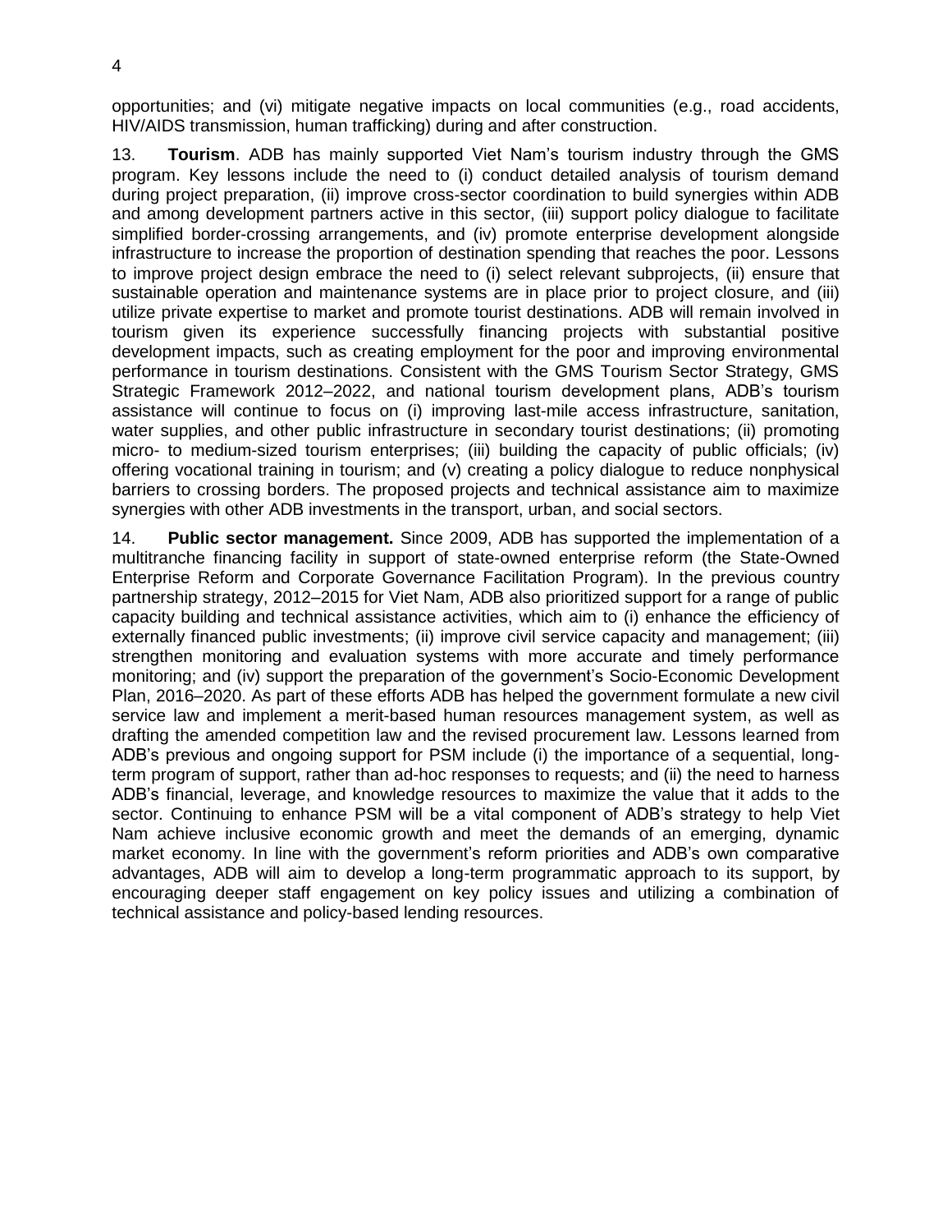opportunities; and (vi) mitigate negative impacts on local communities (e.g., road accidents, HIV/AIDS transmission, human trafficking) during and after construction.

13. **Tourism**. ADB has mainly supported Viet Nam's tourism industry through the GMS program. Key lessons include the need to (i) conduct detailed analysis of tourism demand during project preparation, (ii) improve cross-sector coordination to build synergies within ADB and among development partners active in this sector, (iii) support policy dialogue to facilitate simplified border-crossing arrangements, and (iv) promote enterprise development alongside infrastructure to increase the proportion of destination spending that reaches the poor. Lessons to improve project design embrace the need to (i) select relevant subprojects, (ii) ensure that sustainable operation and maintenance systems are in place prior to project closure, and (iii) utilize private expertise to market and promote tourist destinations. ADB will remain involved in tourism given its experience successfully financing projects with substantial positive development impacts, such as creating employment for the poor and improving environmental performance in tourism destinations. Consistent with the GMS Tourism Sector Strategy, GMS Strategic Framework 2012–2022, and national tourism development plans, ADB's tourism assistance will continue to focus on (i) improving last-mile access infrastructure, sanitation, water supplies, and other public infrastructure in secondary tourist destinations; (ii) promoting micro- to medium-sized tourism enterprises; (iii) building the capacity of public officials; (iv) offering vocational training in tourism; and (v) creating a policy dialogue to reduce nonphysical barriers to crossing borders. The proposed projects and technical assistance aim to maximize synergies with other ADB investments in the transport, urban, and social sectors.

14. **Public sector management.** Since 2009, ADB has supported the implementation of a multitranche financing facility in support of state-owned enterprise reform (the State-Owned Enterprise Reform and Corporate Governance Facilitation Program). In the previous country partnership strategy, 2012–2015 for Viet Nam, ADB also prioritized support for a range of public capacity building and technical assistance activities, which aim to (i) enhance the efficiency of externally financed public investments; (ii) improve civil service capacity and management; (iii) strengthen monitoring and evaluation systems with more accurate and timely performance monitoring; and (iv) support the preparation of the government's Socio-Economic Development Plan, 2016–2020. As part of these efforts ADB has helped the government formulate a new civil service law and implement a merit-based human resources management system, as well as drafting the amended competition law and the revised procurement law. Lessons learned from ADB's previous and ongoing support for PSM include (i) the importance of a sequential, long-term program of support, rather than ad-hoc responses to requests; and (ii) the need to harness ADB's financial, leverage, and knowledge resources to maximize the value that it adds to the sector. Continuing to enhance PSM will be a vital component of ADB's strategy to help Viet Nam achieve inclusive economic growth and meet the demands of an emerging, dynamic market economy. In line with the government's reform priorities and ADB's own comparative advantages, ADB will aim to develop a long-term programmatic approach to its support, by encouraging deeper staff engagement on key policy issues and utilizing a combination of technical assistance and policy-based lending resources.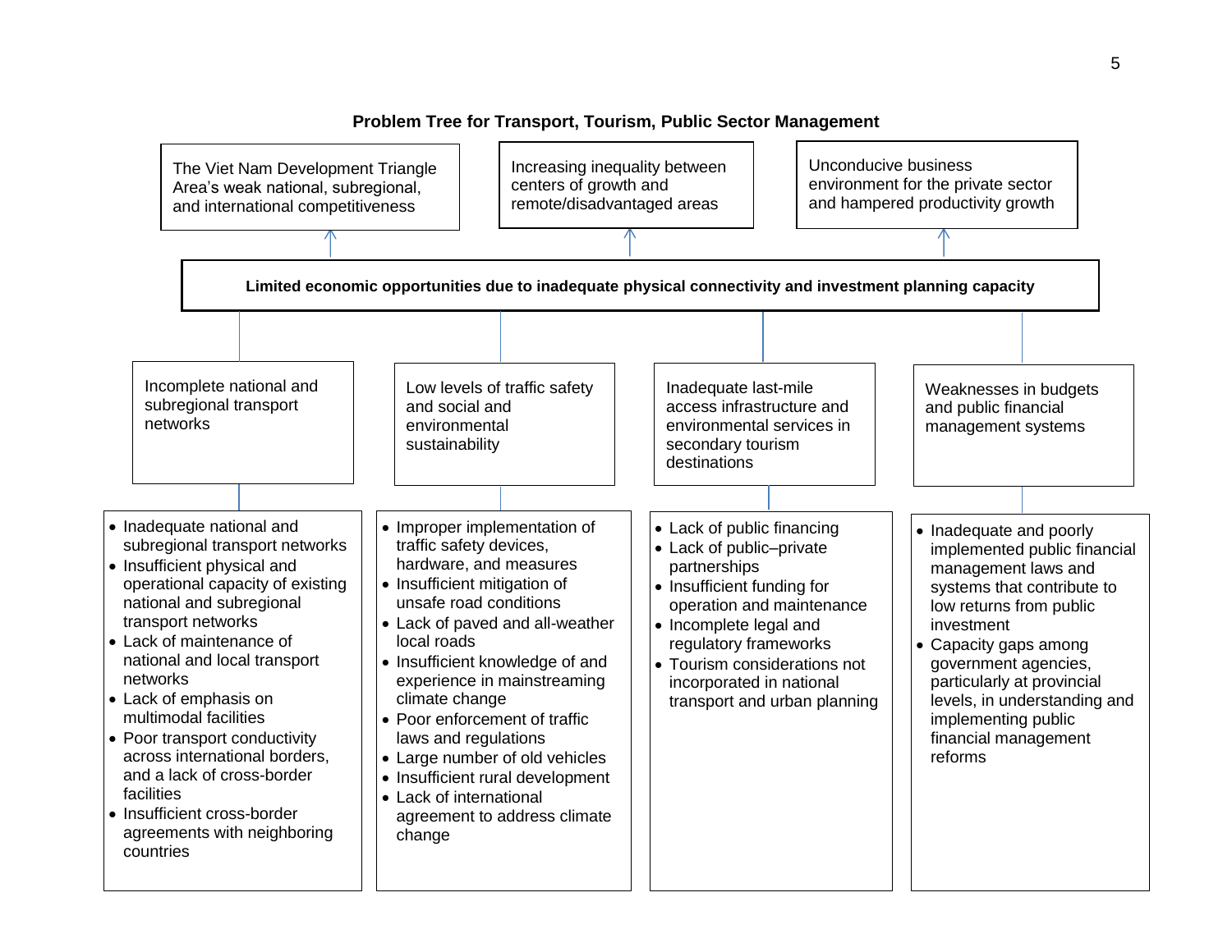**Problem Tree for Transport, Tourism, Public Sector Management**

The Viet Nam Development Triangle Area's weak national, subregional, and international competitiveness

Increasing inequality between centers of growth and remote/disadvantaged areas

Unconducive business environment for the private sector and hampered productivity growth

**Limited economic opportunities due to inadequate physical connectivity and investment planning capacity**

Incomplete national and subregional transport networks

- Inadequate national and subregional transport networks
- Insufficient physical and operational capacity of existing national and subregional transport networks
- Lack of maintenance of national and local transport networks
- Lack of emphasis on multimodal facilities
- Poor transport conductivity across international borders, and a lack of cross-border facilities
- Insufficient cross-border agreements with neighboring countries

Low levels of traffic safety and social and environmental sustainability

- Improper implementation of traffic safety devices, hardware, and measures
- Insufficient mitigation of unsafe road conditions
- Lack of paved and all-weather local roads
- Insufficient knowledge of and experience in mainstreaming climate change
- Poor enforcement of traffic laws and regulations
- Large number of old vehicles
- Insufficient rural development
- Lack of international agreement to address climate change

Inadequate last-mile access infrastructure and environmental services in secondary tourism destinations

- Lack of public financing
- Lack of public–private partnerships
- Insufficient funding for operation and maintenance
- Incomplete legal and regulatory frameworks
- Tourism considerations not incorporated in national transport and urban planning

Weaknesses in budgets and public financial management systems

- Inadequate and poorly implemented public financial management laws and systems that contribute to low returns from public investment
- Capacity gaps among government agencies, particularly at provincial levels, in understanding and implementing public financial management reforms